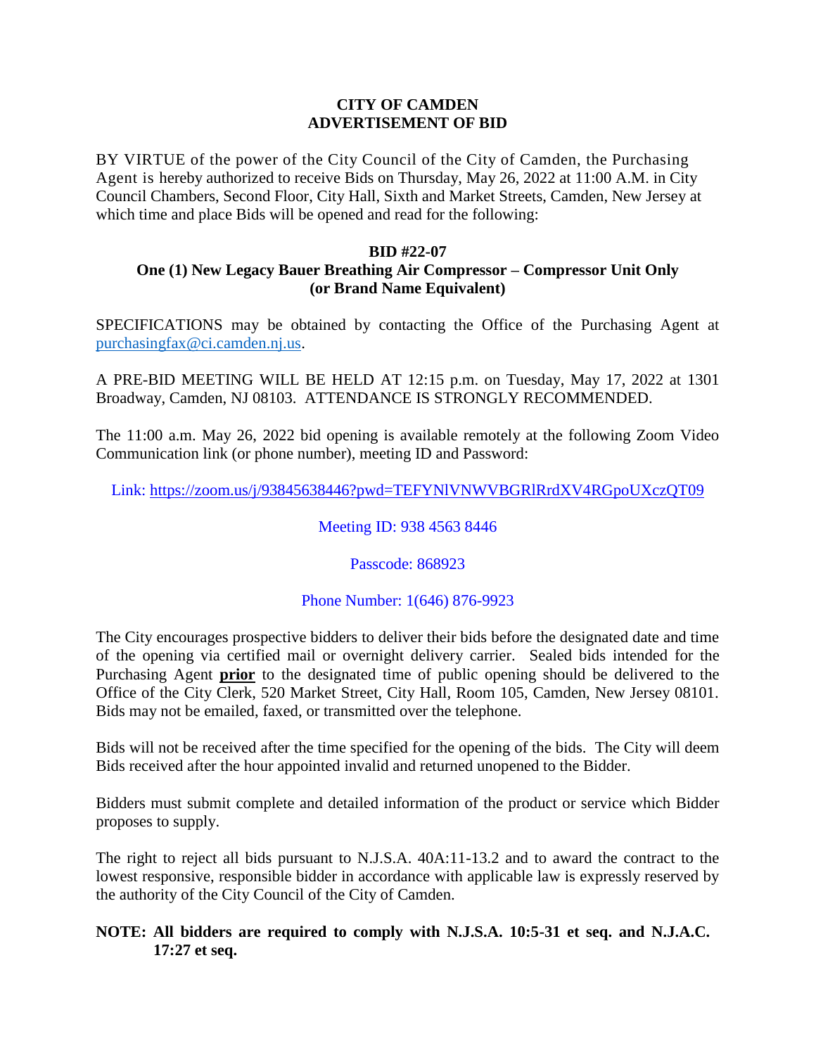**CITY OF CAMDEN**
**ADVERTISEMENT OF BID**

BY VIRTUE of the power of the City Council of the City of Camden, the Purchasing Agent is hereby authorized to receive Bids on Thursday, May 26, 2022 at 11:00 A.M. in City Council Chambers, Second Floor, City Hall, Sixth and Market Streets, Camden, New Jersey at which time and place Bids will be opened and read for the following:

**BID #22-07**
**One (1) New Legacy Bauer Breathing Air Compressor – Compressor Unit Only (or Brand Name Equivalent)**

SPECIFICATIONS may be obtained by contacting the Office of the Purchasing Agent at purchasingfax@ci.camden.nj.us.

A PRE-BID MEETING WILL BE HELD AT 12:15 p.m. on Tuesday, May 17, 2022 at 1301 Broadway, Camden, NJ 08103. ATTENDANCE IS STRONGLY RECOMMENDED.

The 11:00 a.m. May 26, 2022 bid opening is available remotely at the following Zoom Video Communication link (or phone number), meeting ID and Password:

Link: https://zoom.us/j/93845638446?pwd=TEFYNlVNWVBGRlRrdXV4RGpoUXczQT09

Meeting ID: 938 4563 8446

Passcode: 868923

Phone Number: 1(646) 876-9923

The City encourages prospective bidders to deliver their bids before the designated date and time of the opening via certified mail or overnight delivery carrier. Sealed bids intended for the Purchasing Agent **prior** to the designated time of public opening should be delivered to the Office of the City Clerk, 520 Market Street, City Hall, Room 105, Camden, New Jersey 08101. Bids may not be emailed, faxed, or transmitted over the telephone.

Bids will not be received after the time specified for the opening of the bids. The City will deem Bids received after the hour appointed invalid and returned unopened to the Bidder.

Bidders must submit complete and detailed information of the product or service which Bidder proposes to supply.

The right to reject all bids pursuant to N.J.S.A. 40A:11-13.2 and to award the contract to the lowest responsive, responsible bidder in accordance with applicable law is expressly reserved by the authority of the City Council of the City of Camden.

**NOTE: All bidders are required to comply with N.J.S.A. 10:5-31 et seq. and N.J.A.C. 17:27 et seq.**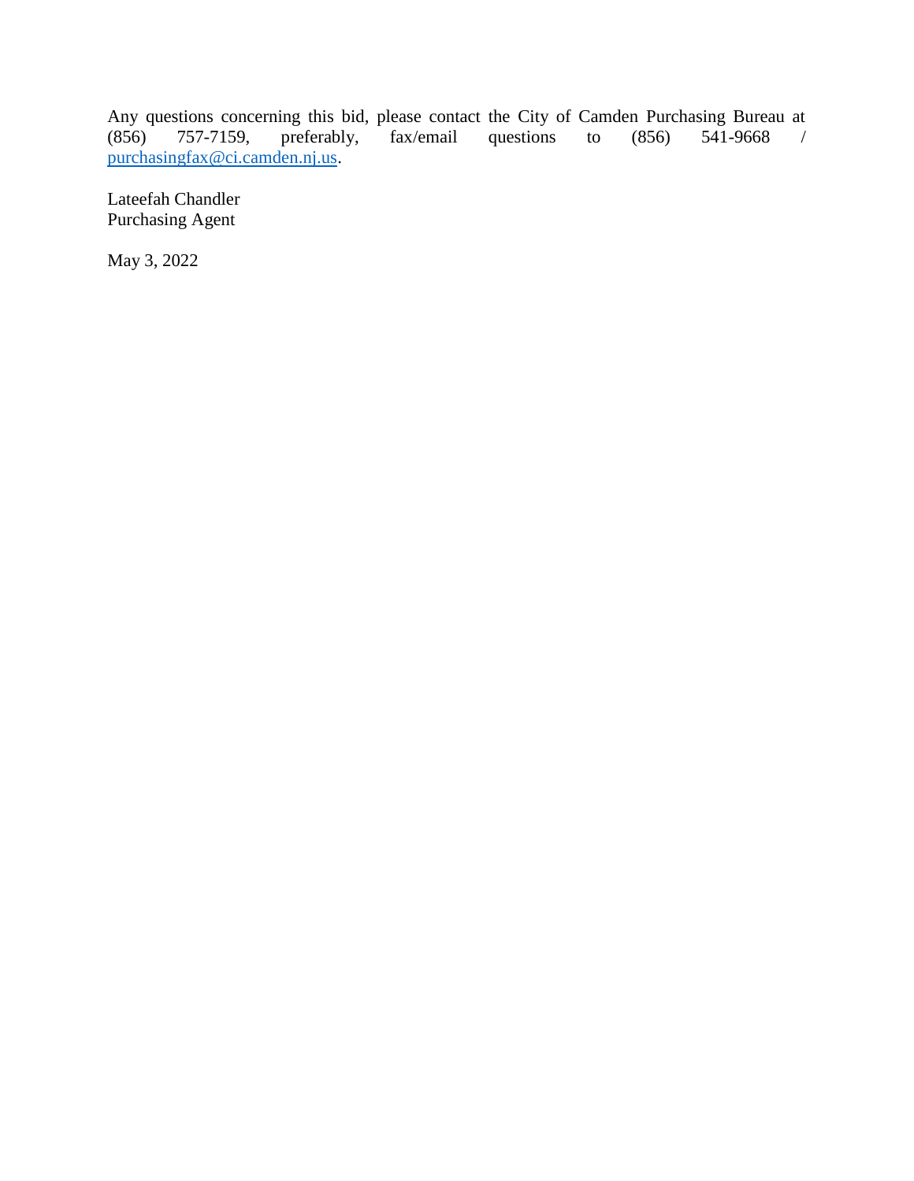Any questions concerning this bid, please contact the City of Camden Purchasing Bureau at (856) 757-7159, preferably, fax/email questions to (856) 541-9668 / purchasingfax@ci.camden.nj.us.

Lateefah Chandler
Purchasing Agent

May 3, 2022